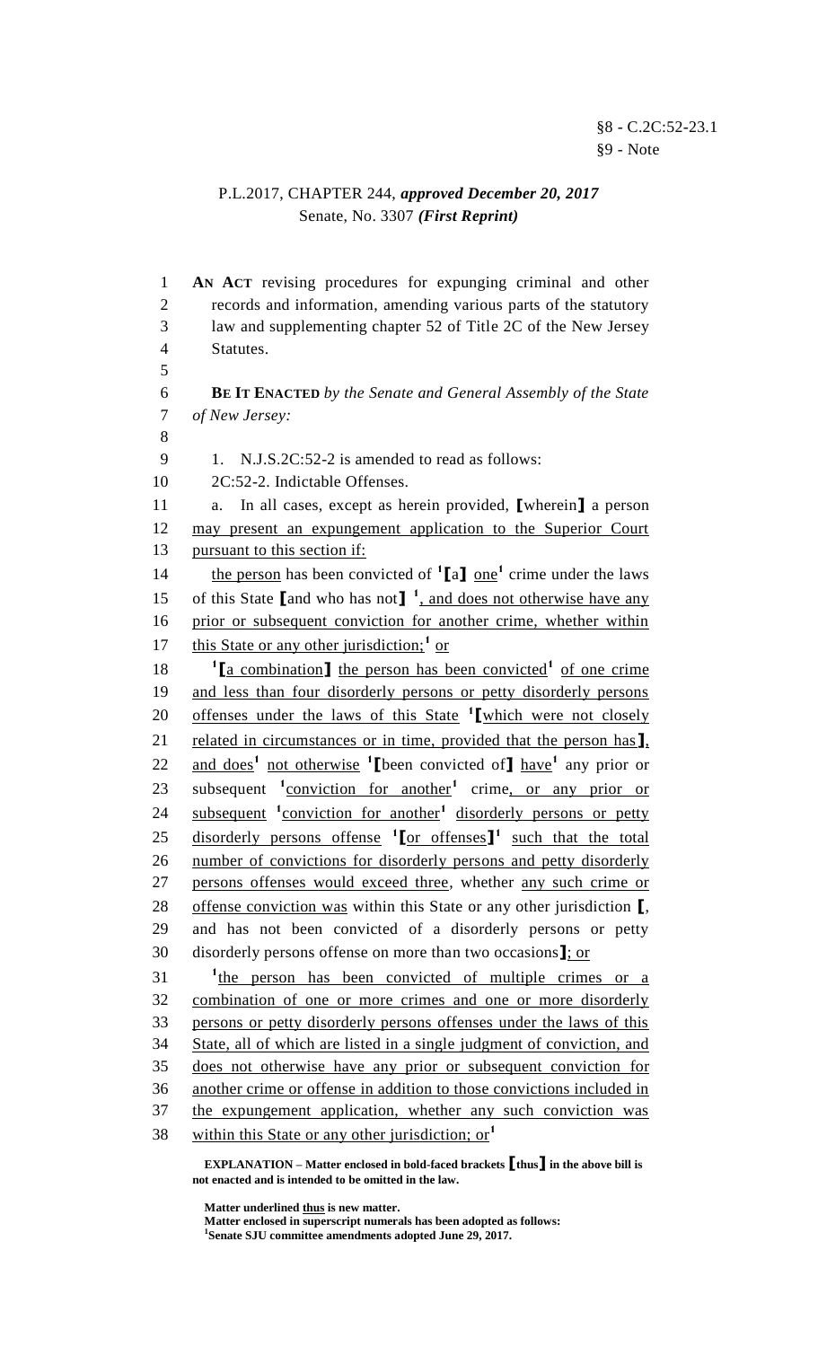§8 - C.2C:52-23.1
§9 - Note

P.L.2017, CHAPTER 244, ***approved December 20, 2017***
Senate, No. 3307 ***(First Reprint)***

**AN ACT** revising procedures for expunging criminal and other records and information, amending various parts of the statutory law and supplementing chapter 52 of Title 2C of the New Jersey Statutes.

**BE IT ENACTED** *by the Senate and General Assembly of the State of New Jersey:*

1. N.J.S.2C:52-2 is amended to read as follows:

2C:52-2. Indictable Offenses.

a. In all cases, except as herein provided, **[**wherein**]** a person <u>may present an expungement application to the Superior Court pursuant to this section if:</u>

<u>the person</u> has been convicted of [1]**[**a**]** <u>one</u>[1] crime under the laws of this State **[**and who has not**]** [1]<u>, and does not otherwise have any prior or subsequent conviction for another crime, whether within this State or any other jurisdiction;</u>[1] <u>or</u>

[1]**[**<u>a combination</u>**]** <u>the person has been convicted</u>[1] <u>of one crime and less than four disorderly persons or petty disorderly persons offenses under the laws of this State</u> [1]**[**<u>which were not closely related in circumstances or in time, provided that the person has</u>**]**<u>, and does</u>[1] <u>not otherwise</u> [1]**[**been convicted of**]** <u>have</u>[1] any prior or subsequent [1]<u>conviction for another</u>[1] crime<u>, or any prior or subsequent</u> [1]<u>conviction for another</u>[1] <u>disorderly persons or petty disorderly persons offense</u> [1]**[**<u>or offenses</u>**]**[1] <u>such that the total number of convictions for disorderly persons and petty disorderly persons offenses would exceed three</u>, whether <u>any such crime or offense conviction was</u> within this State or any other jurisdiction **[**, and has not been convicted of a disorderly persons or petty disorderly persons offense on more than two occasions**]**<u>; or</u>

[1]<u>the person has been convicted of multiple crimes or a combination of one or more crimes and one or more disorderly persons or petty disorderly persons offenses under the laws of this State, all of which are listed in a single judgment of conviction, and does not otherwise have any prior or subsequent conviction for another crime or offense in addition to those convictions included in the expungement application, whether any such conviction was within this State or any other jurisdiction; or</u>[1]

**EXPLANATION – Matter enclosed in bold-faced brackets [thus] in the above bill is not enacted and is intended to be omitted in the law.**

**Matter underlined <u>thus</u> is new matter.**
**Matter enclosed in superscript numerals has been adopted as follows:**
**[1]Senate SJU committee amendments adopted June 29, 2017.**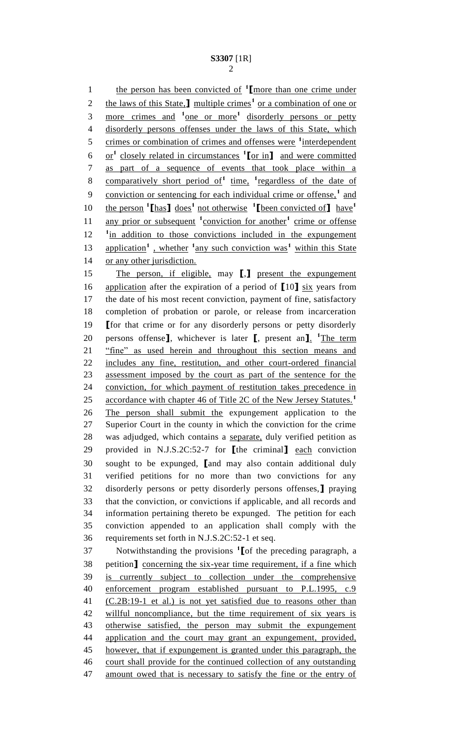the person has been convicted of [1]⟦more than one crime under the laws of this State,⟧ multiple crimes[1] or a combination of one or more crimes and [1]one or more[1] disorderly persons or petty disorderly persons offenses under the laws of this State, which crimes or combination of crimes and offenses were [1]interdependent or[1] closely related in circumstances [1]⟦or in⟧ and were committed as part of a sequence of events that took place within a comparatively short period of[1] time, [1]regardless of the date of conviction or sentencing for each individual crime or offense,[1] and the person [1]⟦has⟧ does[1] not otherwise [1]⟦been convicted of⟧ have[1] any prior or subsequent [1]conviction for another[1] crime or offense [1]in addition to those convictions included in the expungement application[1] , whether [1]any such conviction was[1] within this State or any other jurisdiction.

The person, if eligible, may ⟦,⟧ present the expungement application after the expiration of a period of ⟦10⟧ six years from the date of his most recent conviction, payment of fine, satisfactory completion of probation or parole, or release from incarceration ⟦for that crime or for any disorderly persons or petty disorderly persons offense⟧, whichever is later ⟦, present an⟧. [1]The term "fine" as used herein and throughout this section means and includes any fine, restitution, and other court-ordered financial assessment imposed by the court as part of the sentence for the conviction, for which payment of restitution takes precedence in accordance with chapter 46 of Title 2C of the New Jersey Statutes.[1] The person shall submit the expungement application to the Superior Court in the county in which the conviction for the crime was adjudged, which contains a separate, duly verified petition as provided in N.J.S.2C:52-7 for ⟦the criminal⟧ each conviction sought to be expunged, ⟦and may also contain additional duly verified petitions for no more than two convictions for any disorderly persons or petty disorderly persons offenses,⟧ praying that the conviction, or convictions if applicable, and all records and information pertaining thereto be expunged. The petition for each conviction appended to an application shall comply with the requirements set forth in N.J.S.2C:52-1 et seq.

Notwithstanding the provisions [1]⟦of the preceding paragraph, a petition⟧ concerning the six-year time requirement, if a fine which is currently subject to collection under the comprehensive enforcement program established pursuant to P.L.1995, c.9 (C.2B:19-1 et al.) is not yet satisfied due to reasons other than willful noncompliance, but the time requirement of six years is otherwise satisfied, the person may submit the expungement application and the court may grant an expungement, provided, however, that if expungement is granted under this paragraph, the court shall provide for the continued collection of any outstanding amount owed that is necessary to satisfy the fine or the entry of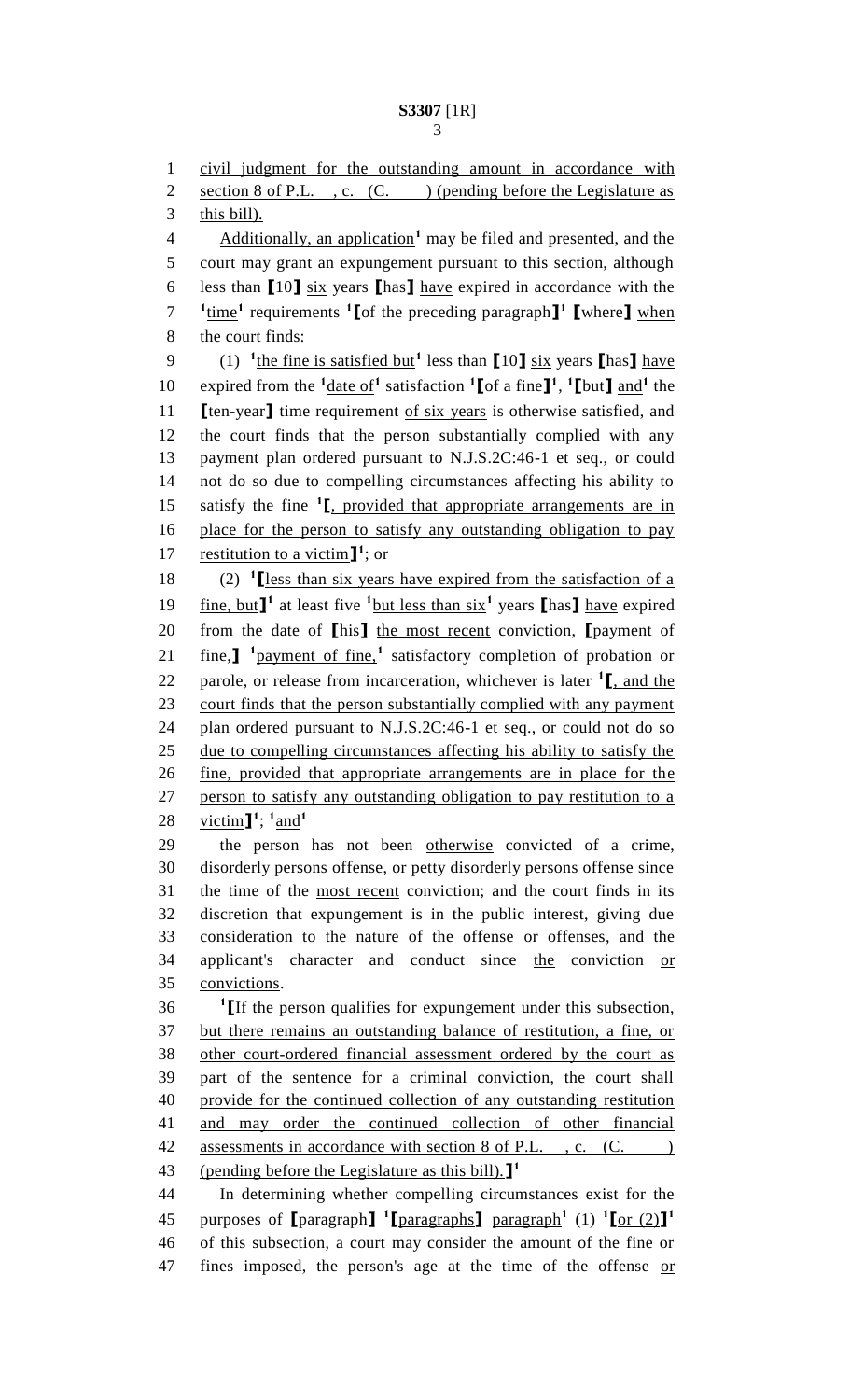civil judgment for the outstanding amount in accordance with section 8 of P.L. , c. (C. ) (pending before the Legislature as this bill).

Additionally, an application[1] may be filed and presented, and the court may grant an expungement pursuant to this section, although less than [10] six years [has] have expired in accordance with the [1]time[1] requirements [1][of the preceding paragraph][1] [where] when the court finds:

(1) [1]the fine is satisfied but[1] less than [10] six years [has] have expired from the [1]date of[1] satisfaction [1][of a fine][1], [1][but] and[1] the [ten-year] time requirement of six years is otherwise satisfied, and the court finds that the person substantially complied with any payment plan ordered pursuant to N.J.S.2C:46-1 et seq., or could not do so due to compelling circumstances affecting his ability to satisfy the fine [1][, provided that appropriate arrangements are in place for the person to satisfy any outstanding obligation to pay restitution to a victim][1]; or

(2) [1][less than six years have expired from the satisfaction of a fine, but][1] at least five [1]but less than six[1] years [has] have expired from the date of [his] the most recent conviction, [payment of fine,] [1]payment of fine,[1] satisfactory completion of probation or parole, or release from incarceration, whichever is later [1][, and the court finds that the person substantially complied with any payment plan ordered pursuant to N.J.S.2C:46-1 et seq., or could not do so due to compelling circumstances affecting his ability to satisfy the fine, provided that appropriate arrangements are in place for the person to satisfy any outstanding obligation to pay restitution to a victim][1]; [1]and[1]

the person has not been otherwise convicted of a crime, disorderly persons offense, or petty disorderly persons offense since the time of the most recent conviction; and the court finds in its discretion that expungement is in the public interest, giving due consideration to the nature of the offense or offenses, and the applicant's character and conduct since the conviction or convictions.

[1][If the person qualifies for expungement under this subsection, but there remains an outstanding balance of restitution, a fine, or other court-ordered financial assessment ordered by the court as part of the sentence for a criminal conviction, the court shall provide for the continued collection of any outstanding restitution and may order the continued collection of other financial assessments in accordance with section 8 of P.L. , c. (C. ) (pending before the Legislature as this bill).][1]

In determining whether compelling circumstances exist for the purposes of [paragraph] [1][paragraphs] paragraph[1] (1) [1][or (2)][1] of this subsection, a court may consider the amount of the fine or fines imposed, the person's age at the time of the offense or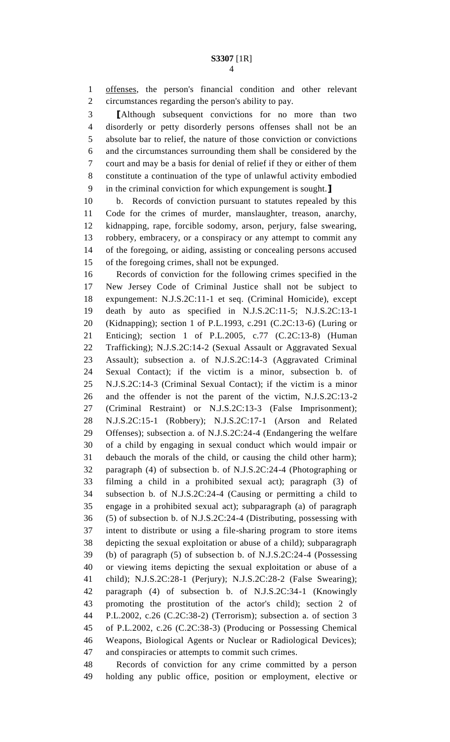offenses, the person's financial condition and other relevant circumstances regarding the person's ability to pay.

【Although subsequent convictions for no more than two disorderly or petty disorderly persons offenses shall not be an absolute bar to relief, the nature of those conviction or convictions and the circumstances surrounding them shall be considered by the court and may be a basis for denial of relief if they or either of them constitute a continuation of the type of unlawful activity embodied in the criminal conviction for which expungement is sought.】

b. Records of conviction pursuant to statutes repealed by this Code for the crimes of murder, manslaughter, treason, anarchy, kidnapping, rape, forcible sodomy, arson, perjury, false swearing, robbery, embracery, or a conspiracy or any attempt to commit any of the foregoing, or aiding, assisting or concealing persons accused of the foregoing crimes, shall not be expunged.

Records of conviction for the following crimes specified in the New Jersey Code of Criminal Justice shall not be subject to expungement: N.J.S.2C:11-1 et seq. (Criminal Homicide), except death by auto as specified in N.J.S.2C:11-5; N.J.S.2C:13-1 (Kidnapping); section 1 of P.L.1993, c.291 (C.2C:13-6) (Luring or Enticing); section 1 of P.L.2005, c.77 (C.2C:13-8) (Human Trafficking); N.J.S.2C:14-2 (Sexual Assault or Aggravated Sexual Assault); subsection a. of N.J.S.2C:14-3 (Aggravated Criminal Sexual Contact); if the victim is a minor, subsection b. of N.J.S.2C:14-3 (Criminal Sexual Contact); if the victim is a minor and the offender is not the parent of the victim, N.J.S.2C:13-2 (Criminal Restraint) or N.J.S.2C:13-3 (False Imprisonment); N.J.S.2C:15-1 (Robbery); N.J.S.2C:17-1 (Arson and Related Offenses); subsection a. of N.J.S.2C:24-4 (Endangering the welfare of a child by engaging in sexual conduct which would impair or debauch the morals of the child, or causing the child other harm); paragraph (4) of subsection b. of N.J.S.2C:24-4 (Photographing or filming a child in a prohibited sexual act); paragraph (3) of subsection b. of N.J.S.2C:24-4 (Causing or permitting a child to engage in a prohibited sexual act); subparagraph (a) of paragraph (5) of subsection b. of N.J.S.2C:24-4 (Distributing, possessing with intent to distribute or using a file-sharing program to store items depicting the sexual exploitation or abuse of a child); subparagraph (b) of paragraph (5) of subsection b. of N.J.S.2C:24-4 (Possessing or viewing items depicting the sexual exploitation or abuse of a child); N.J.S.2C:28-1 (Perjury); N.J.S.2C:28-2 (False Swearing); paragraph (4) of subsection b. of N.J.S.2C:34-1 (Knowingly promoting the prostitution of the actor's child); section 2 of P.L.2002, c.26 (C.2C:38-2) (Terrorism); subsection a. of section 3 of P.L.2002, c.26 (C.2C:38-3) (Producing or Possessing Chemical Weapons, Biological Agents or Nuclear or Radiological Devices); and conspiracies or attempts to commit such crimes.

Records of conviction for any crime committed by a person holding any public office, position or employment, elective or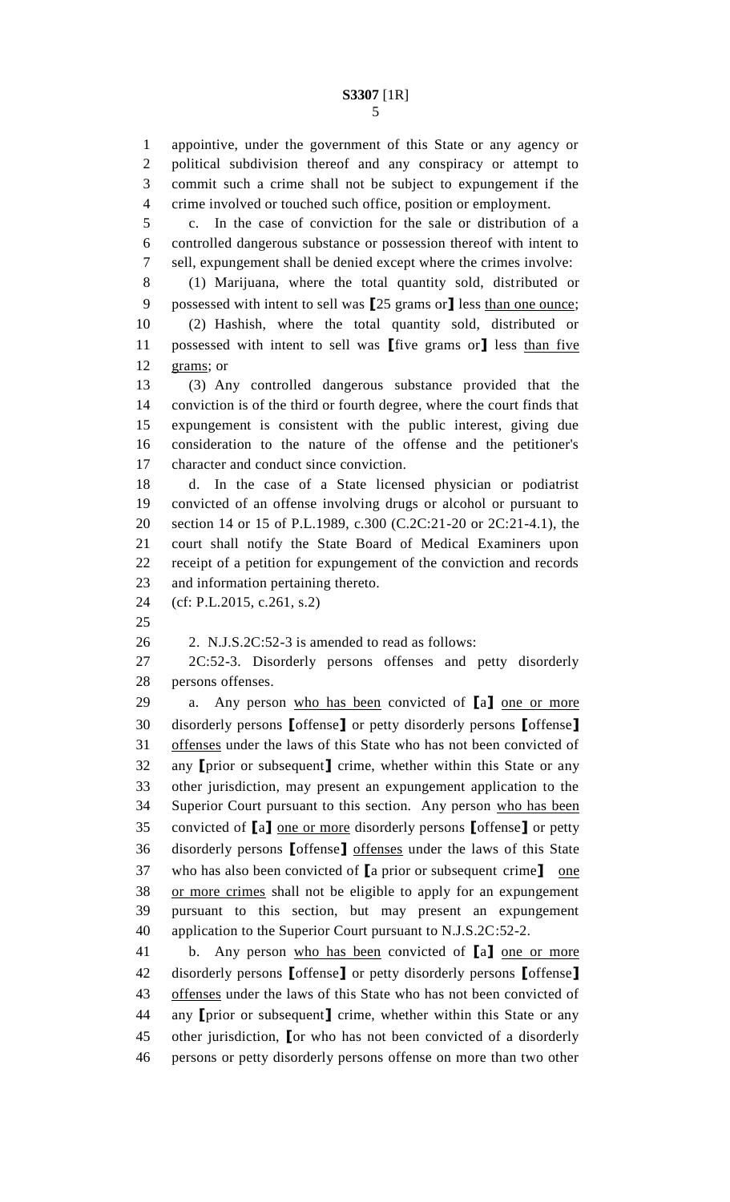appointive, under the government of this State or any agency or political subdivision thereof and any conspiracy or attempt to commit such a crime shall not be subject to expungement if the crime involved or touched such office, position or employment.

c. In the case of conviction for the sale or distribution of a controlled dangerous substance or possession thereof with intent to sell, expungement shall be denied except where the crimes involve:

(1) Marijuana, where the total quantity sold, distributed or possessed with intent to sell was ⟦25 grams or⟧ less <u>than one ounce</u>;

(2) Hashish, where the total quantity sold, distributed or possessed with intent to sell was ⟦five grams or⟧ less <u>than five grams</u>; or

(3) Any controlled dangerous substance provided that the conviction is of the third or fourth degree, where the court finds that expungement is consistent with the public interest, giving due consideration to the nature of the offense and the petitioner's character and conduct since conviction.

d. In the case of a State licensed physician or podiatrist convicted of an offense involving drugs or alcohol or pursuant to section 14 or 15 of P.L.1989, c.300 (C.2C:21-20 or 2C:21-4.1), the court shall notify the State Board of Medical Examiners upon receipt of a petition for expungement of the conviction and records and information pertaining thereto.

(cf: P.L.2015, c.261, s.2)

2. N.J.S.2C:52-3 is amended to read as follows:

2C:52-3. Disorderly persons offenses and petty disorderly persons offenses.

a. Any person <u>who has been</u> convicted of ⟦a⟧ <u>one or more</u> disorderly persons ⟦offense⟧ or petty disorderly persons ⟦offense⟧ <u>offenses</u> under the laws of this State who has not been convicted of any ⟦prior or subsequent⟧ crime, whether within this State or any other jurisdiction, may present an expungement application to the Superior Court pursuant to this section. Any person <u>who has been</u> convicted of ⟦a⟧ <u>one or more</u> disorderly persons ⟦offense⟧ or petty disorderly persons ⟦offense⟧ <u>offenses</u> under the laws of this State who has also been convicted of ⟦a prior or subsequent crime⟧ <u>one or more crimes</u> shall not be eligible to apply for an expungement pursuant to this section, but may present an expungement application to the Superior Court pursuant to N.J.S.2C:52-2.

b. Any person <u>who has been</u> convicted of ⟦a⟧ <u>one or more</u> disorderly persons ⟦offense⟧ or petty disorderly persons ⟦offense⟧ <u>offenses</u> under the laws of this State who has not been convicted of any ⟦prior or subsequent⟧ crime, whether within this State or any other jurisdiction, ⟦or who has not been convicted of a disorderly persons or petty disorderly persons offense on more than two other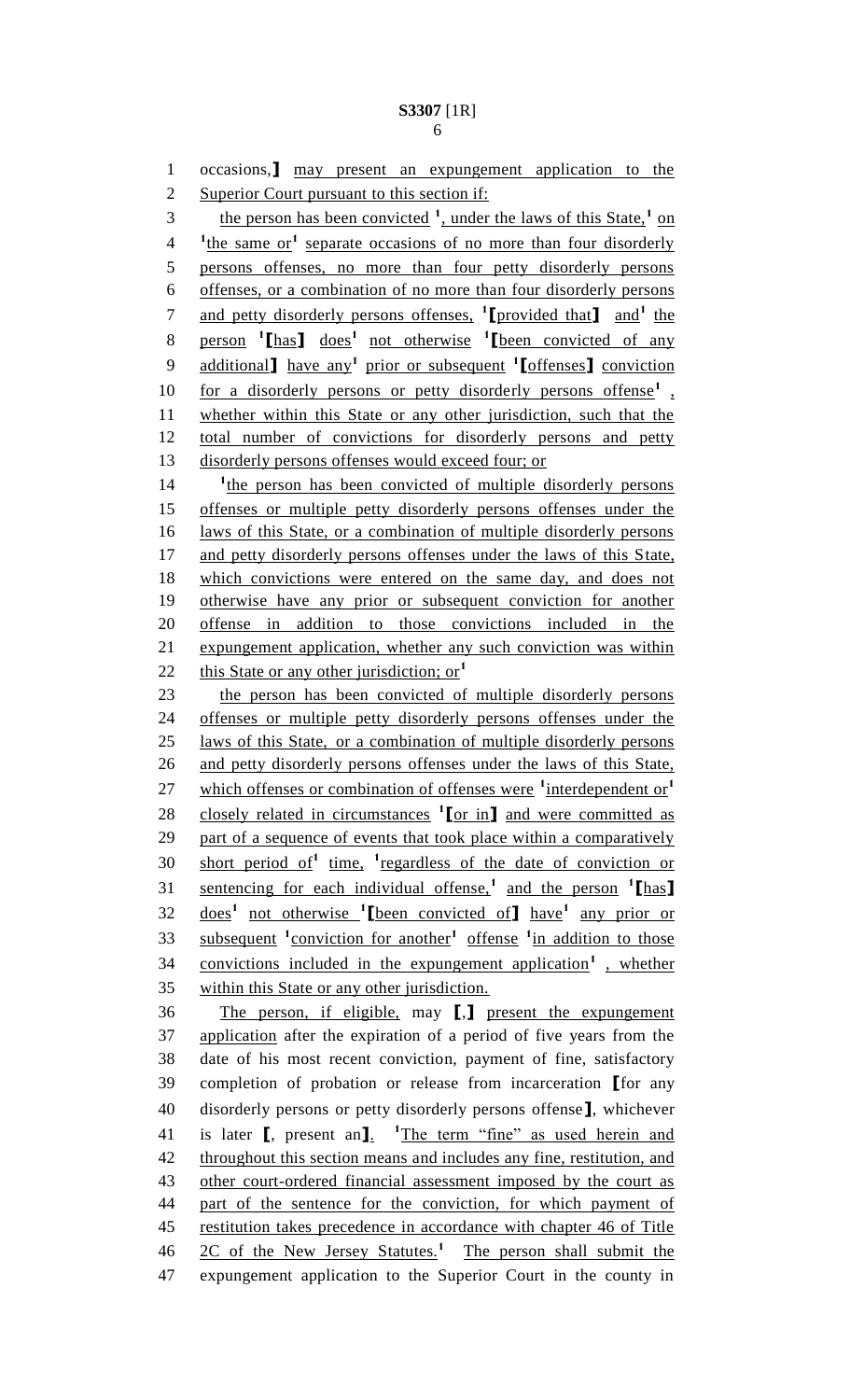occasions,】 may present an expungement application to the Superior Court pursuant to this section if:

the person has been convicted [1], under the laws of this State,[1] on [1]the same or[1] separate occasions of no more than four disorderly persons offenses, no more than four petty disorderly persons offenses, or a combination of no more than four disorderly persons and petty disorderly persons offenses, [1]【provided that】 and[1] the person [1]【has】 does[1] not otherwise [1]【been convicted of any additional】 have any[1] prior or subsequent [1]【offenses】 conviction for a disorderly persons or petty disorderly persons offense[1] , whether within this State or any other jurisdiction, such that the total number of convictions for disorderly persons and petty disorderly persons offenses would exceed four; or

[1]the person has been convicted of multiple disorderly persons offenses or multiple petty disorderly persons offenses under the laws of this State, or a combination of multiple disorderly persons and petty disorderly persons offenses under the laws of this State, which convictions were entered on the same day, and does not otherwise have any prior or subsequent conviction for another offense in addition to those convictions included in the expungement application, whether any such conviction was within this State or any other jurisdiction; or[1]

the person has been convicted of multiple disorderly persons offenses or multiple petty disorderly persons offenses under the laws of this State, or a combination of multiple disorderly persons and petty disorderly persons offenses under the laws of this State, which offenses or combination of offenses were [1]interdependent or[1] closely related in circumstances [1]【or in】 and were committed as part of a sequence of events that took place within a comparatively short period of[1] time, [1]regardless of the date of conviction or sentencing for each individual offense,[1] and the person [1]【has】 does[1] not otherwise [1]【been convicted of】 have[1] any prior or subsequent [1]conviction for another[1] offense [1]in addition to those convictions included in the expungement application[1] , whether within this State or any other jurisdiction.

The person, if eligible, may 【,】 present the expungement application after the expiration of a period of five years from the date of his most recent conviction, payment of fine, satisfactory completion of probation or release from incarceration 【for any disorderly persons or petty disorderly persons offense】, whichever is later 【, present an】. [1]The term "fine" as used herein and throughout this section means and includes any fine, restitution, and other court-ordered financial assessment imposed by the court as part of the sentence for the conviction, for which payment of restitution takes precedence in accordance with chapter 46 of Title 2C of the New Jersey Statutes.[1] The person shall submit the expungement application to the Superior Court in the county in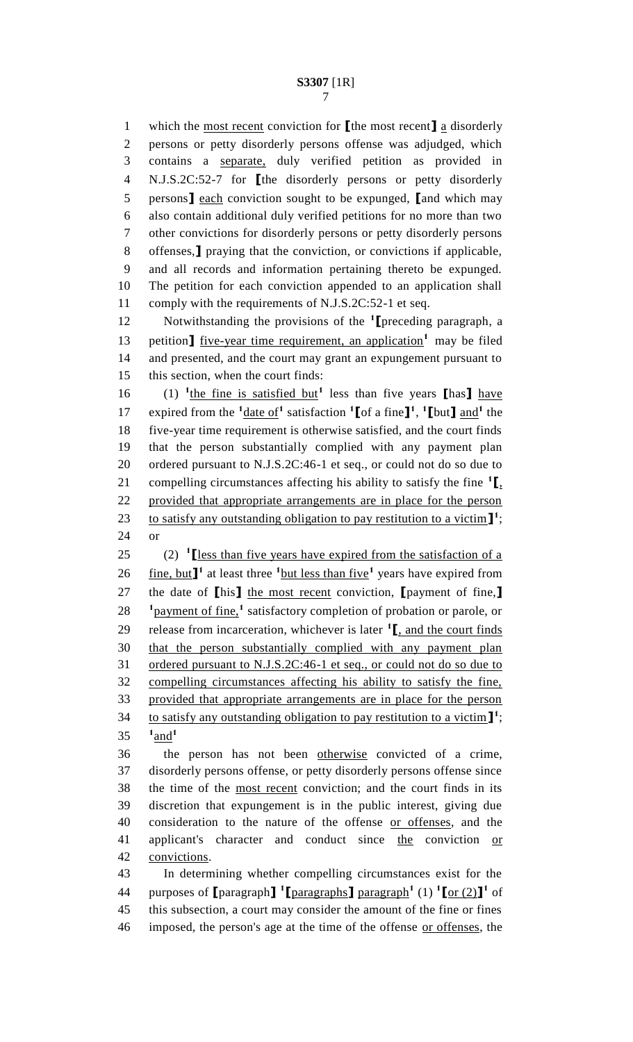which the most recent conviction for ⟦the most recent⟧ a disorderly persons or petty disorderly persons offense was adjudged, which contains a separate, duly verified petition as provided in N.J.S.2C:52-7 for ⟦the disorderly persons or petty disorderly persons⟧ each conviction sought to be expunged, ⟦and which may also contain additional duly verified petitions for no more than two other convictions for disorderly persons or petty disorderly persons offenses,⟧ praying that the conviction, or convictions if applicable, and all records and information pertaining thereto be expunged. The petition for each conviction appended to an application shall comply with the requirements of N.J.S.2C:52-1 et seq.

Notwithstanding the provisions of the [1]⟦preceding paragraph, a petition⟧ five-year time requirement, an application[1] may be filed and presented, and the court may grant an expungement pursuant to this section, when the court finds:

(1) [1]the fine is satisfied but[1] less than five years ⟦has⟧ have expired from the [1]date of[1] satisfaction [1]⟦of a fine⟧[1], [1]⟦but⟧ and[1] the five-year time requirement is otherwise satisfied, and the court finds that the person substantially complied with any payment plan ordered pursuant to N.J.S.2C:46-1 et seq., or could not do so due to compelling circumstances affecting his ability to satisfy the fine [1]⟦, provided that appropriate arrangements are in place for the person to satisfy any outstanding obligation to pay restitution to a victim⟧[1]; or

(2) [1]⟦less than five years have expired from the satisfaction of a fine, but⟧[1] at least three [1]but less than five[1] years have expired from the date of ⟦his⟧ the most recent conviction, ⟦payment of fine,⟧ [1]payment of fine,[1] satisfactory completion of probation or parole, or release from incarceration, whichever is later [1]⟦, and the court finds that the person substantially complied with any payment plan ordered pursuant to N.J.S.2C:46-1 et seq., or could not do so due to compelling circumstances affecting his ability to satisfy the fine, provided that appropriate arrangements are in place for the person to satisfy any outstanding obligation to pay restitution to a victim⟧[1]; [1]and[1]

the person has not been otherwise convicted of a crime, disorderly persons offense, or petty disorderly persons offense since the time of the most recent conviction; and the court finds in its discretion that expungement is in the public interest, giving due consideration to the nature of the offense or offenses, and the applicant's character and conduct since the conviction or convictions.

In determining whether compelling circumstances exist for the purposes of ⟦paragraph⟧ [1]⟦paragraphs⟧ paragraph[1] (1) [1]⟦or (2)⟧[1] of this subsection, a court may consider the amount of the fine or fines imposed, the person's age at the time of the offense or offenses, the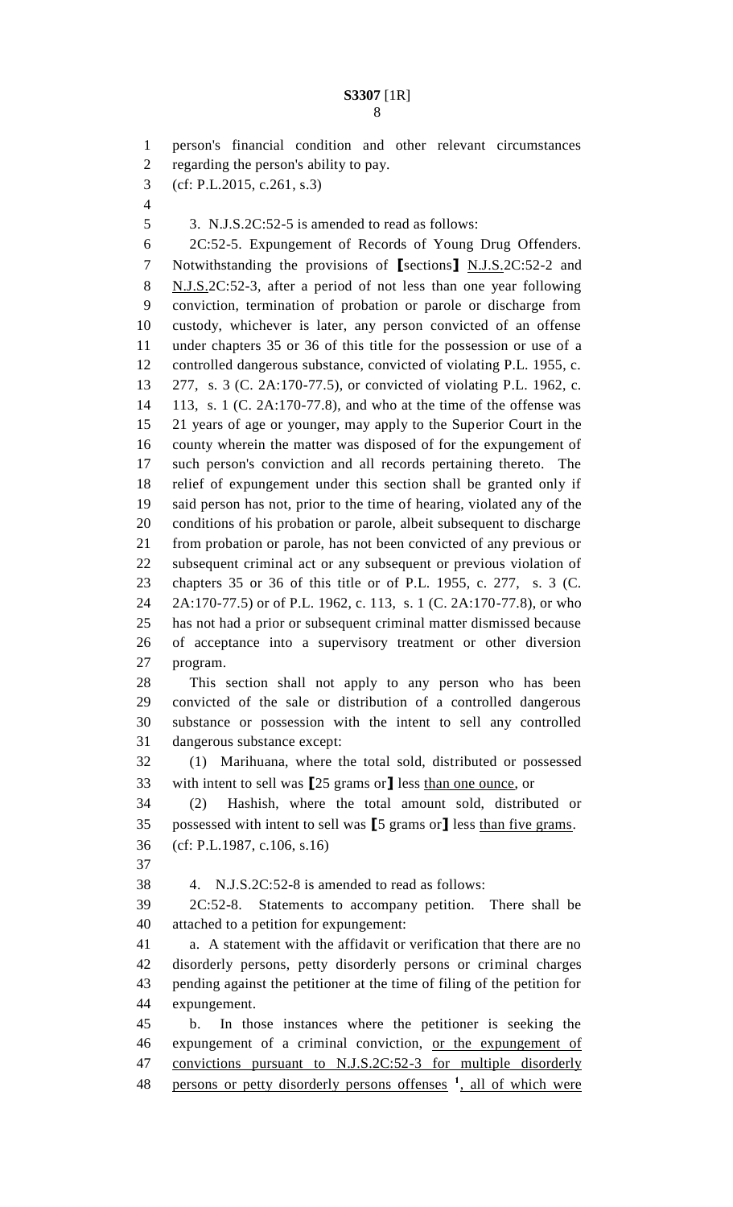person's financial condition and other relevant circumstances regarding the person's ability to pay.

(cf: P.L.2015, c.261, s.3)

3. N.J.S.2C:52-5 is amended to read as follows:

2C:52-5. Expungement of Records of Young Drug Offenders. Notwithstanding the provisions of ⟦sections⟧ N.J.S.2C:52-2 and N.J.S.2C:52-3, after a period of not less than one year following conviction, termination of probation or parole or discharge from custody, whichever is later, any person convicted of an offense under chapters 35 or 36 of this title for the possession or use of a controlled dangerous substance, convicted of violating P.L. 1955, c. 277, s. 3 (C. 2A:170-77.5), or convicted of violating P.L. 1962, c. 113, s. 1 (C. 2A:170-77.8), and who at the time of the offense was 21 years of age or younger, may apply to the Superior Court in the county wherein the matter was disposed of for the expungement of such person's conviction and all records pertaining thereto. The relief of expungement under this section shall be granted only if said person has not, prior to the time of hearing, violated any of the conditions of his probation or parole, albeit subsequent to discharge from probation or parole, has not been convicted of any previous or subsequent criminal act or any subsequent or previous violation of chapters 35 or 36 of this title or of P.L. 1955, c. 277, s. 3 (C. 2A:170-77.5) or of P.L. 1962, c. 113, s. 1 (C. 2A:170-77.8), or who has not had a prior or subsequent criminal matter dismissed because of acceptance into a supervisory treatment or other diversion program.

This section shall not apply to any person who has been convicted of the sale or distribution of a controlled dangerous substance or possession with the intent to sell any controlled dangerous substance except:

(1) Marihuana, where the total sold, distributed or possessed with intent to sell was ⟦25 grams or⟧ less than one ounce, or

(2) Hashish, where the total amount sold, distributed or possessed with intent to sell was ⟦5 grams or⟧ less than five grams.

(cf: P.L.1987, c.106, s.16)

4. N.J.S.2C:52-8 is amended to read as follows:

2C:52-8. Statements to accompany petition. There shall be attached to a petition for expungement:

a. A statement with the affidavit or verification that there are no disorderly persons, petty disorderly persons or criminal charges pending against the petitioner at the time of filing of the petition for expungement.

b. In those instances where the petitioner is seeking the expungement of a criminal conviction, or the expungement of convictions pursuant to N.J.S.2C:52-3 for multiple disorderly persons or petty disorderly persons offenses [1], all of which were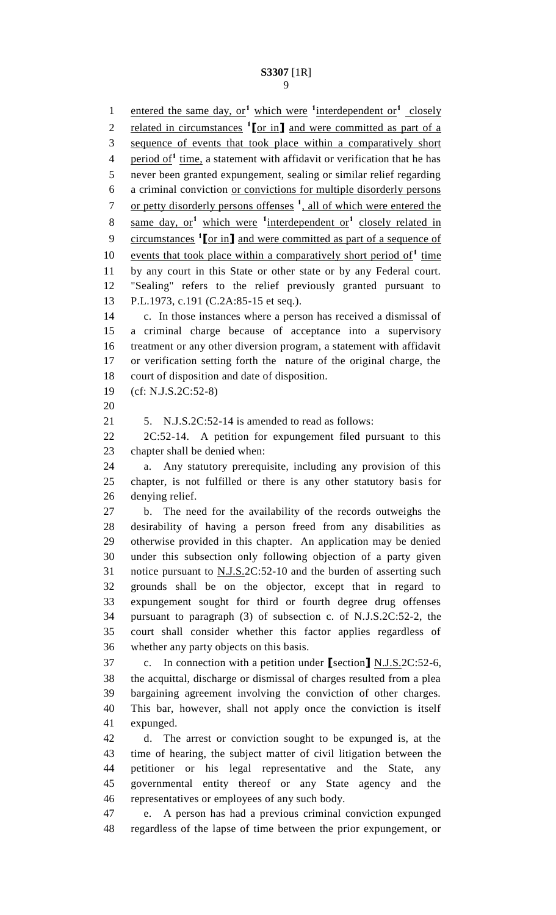entered the same day, or[1] which were [1]interdependent or[1] closely related in circumstances [1]⟦or in⟧ and were committed as part of a sequence of events that took place within a comparatively short period of[1] time, a statement with affidavit or verification that he has never been granted expungement, sealing or similar relief regarding a criminal conviction or convictions for multiple disorderly persons or petty disorderly persons offenses [1], all of which were entered the same day, or[1] which were [1]interdependent or[1] closely related in circumstances [1]⟦or in⟧ and were committed as part of a sequence of events that took place within a comparatively short period of[1] time by any court in this State or other state or by any Federal court. "Sealing" refers to the relief previously granted pursuant to P.L.1973, c.191 (C.2A:85-15 et seq.).

c. In those instances where a person has received a dismissal of a criminal charge because of acceptance into a supervisory treatment or any other diversion program, a statement with affidavit or verification setting forth the nature of the original charge, the court of disposition and date of disposition.

(cf: N.J.S.2C:52-8)

5. N.J.S.2C:52-14 is amended to read as follows:

2C:52-14. A petition for expungement filed pursuant to this chapter shall be denied when:

a. Any statutory prerequisite, including any provision of this chapter, is not fulfilled or there is any other statutory basis for denying relief.

b. The need for the availability of the records outweighs the desirability of having a person freed from any disabilities as otherwise provided in this chapter. An application may be denied under this subsection only following objection of a party given notice pursuant to N.J.S.2C:52-10 and the burden of asserting such grounds shall be on the objector, except that in regard to expungement sought for third or fourth degree drug offenses pursuant to paragraph (3) of subsection c. of N.J.S.2C:52-2, the court shall consider whether this factor applies regardless of whether any party objects on this basis.

c. In connection with a petition under ⟦section⟧ N.J.S.2C:52-6, the acquittal, discharge or dismissal of charges resulted from a plea bargaining agreement involving the conviction of other charges. This bar, however, shall not apply once the conviction is itself expunged.

d. The arrest or conviction sought to be expunged is, at the time of hearing, the subject matter of civil litigation between the petitioner or his legal representative and the State, any governmental entity thereof or any State agency and the representatives or employees of any such body.

e. A person has had a previous criminal conviction expunged regardless of the lapse of time between the prior expungement, or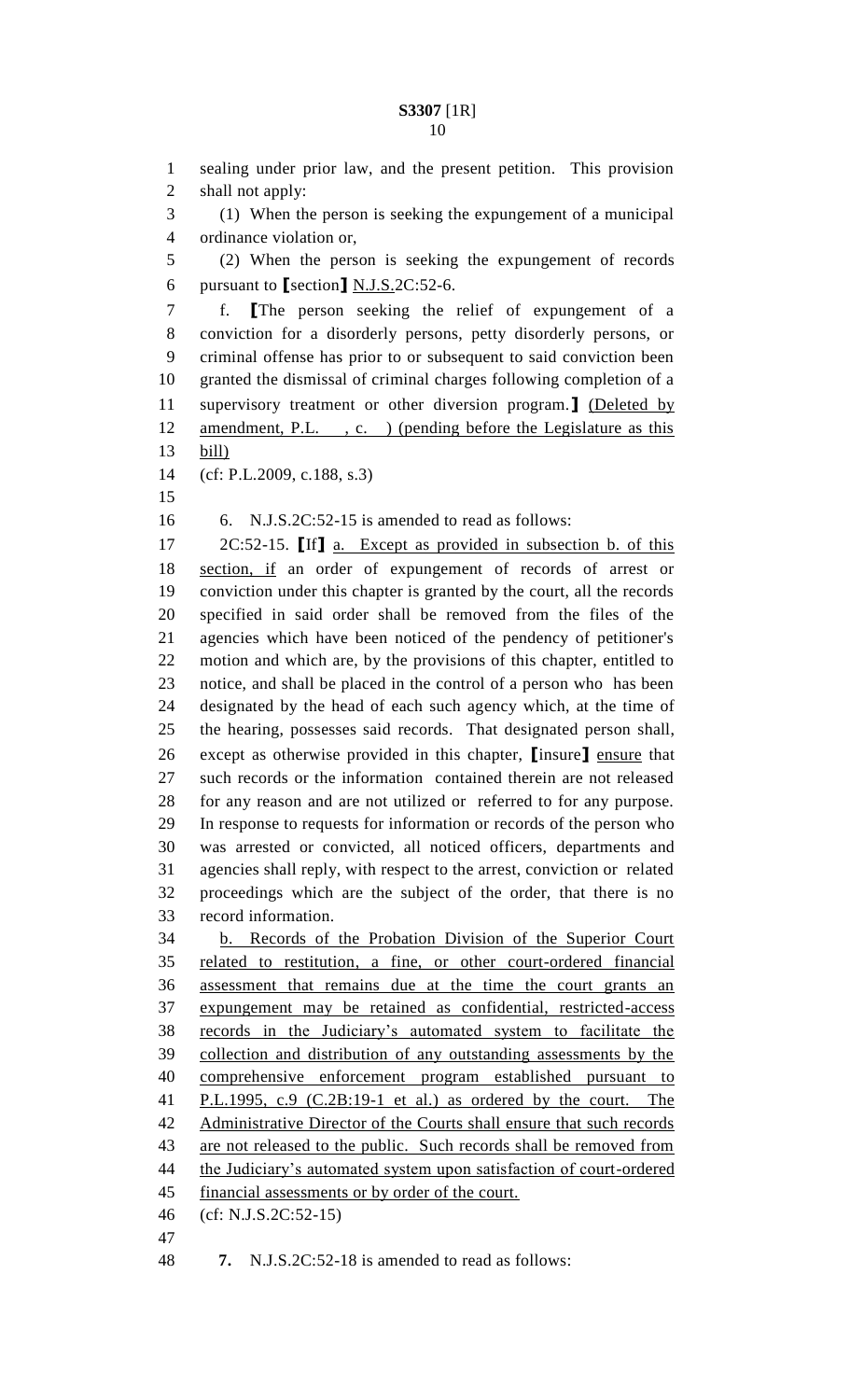sealing under prior law, and the present petition. This provision shall not apply:

(1) When the person is seeking the expungement of a municipal ordinance violation or,

(2) When the person is seeking the expungement of records pursuant to [section] N.J.S.2C:52-6.

f. [The person seeking the relief of expungement of a conviction for a disorderly persons, petty disorderly persons, or criminal offense has prior to or subsequent to said conviction been granted the dismissal of criminal charges following completion of a supervisory treatment or other diversion program.] (Deleted by amendment, P.L. , c. ) (pending before the Legislature as this bill)

(cf: P.L.2009, c.188, s.3)

6. N.J.S.2C:52-15 is amended to read as follows:

2C:52-15. [If] a. Except as provided in subsection b. of this section, if an order of expungement of records of arrest or conviction under this chapter is granted by the court, all the records specified in said order shall be removed from the files of the agencies which have been noticed of the pendency of petitioner's motion and which are, by the provisions of this chapter, entitled to notice, and shall be placed in the control of a person who has been designated by the head of each such agency which, at the time of the hearing, possesses said records. That designated person shall, except as otherwise provided in this chapter, [insure] ensure that such records or the information contained therein are not released for any reason and are not utilized or referred to for any purpose. In response to requests for information or records of the person who was arrested or convicted, all noticed officers, departments and agencies shall reply, with respect to the arrest, conviction or related proceedings which are the subject of the order, that there is no record information.

b. Records of the Probation Division of the Superior Court related to restitution, a fine, or other court-ordered financial assessment that remains due at the time the court grants an expungement may be retained as confidential, restricted-access records in the Judiciary's automated system to facilitate the collection and distribution of any outstanding assessments by the comprehensive enforcement program established pursuant to P.L.1995, c.9 (C.2B:19-1 et al.) as ordered by the court. The Administrative Director of the Courts shall ensure that such records are not released to the public. Such records shall be removed from the Judiciary's automated system upon satisfaction of court-ordered financial assessments or by order of the court.

(cf: N.J.S.2C:52-15)

**7.** N.J.S.2C:52-18 is amended to read as follows: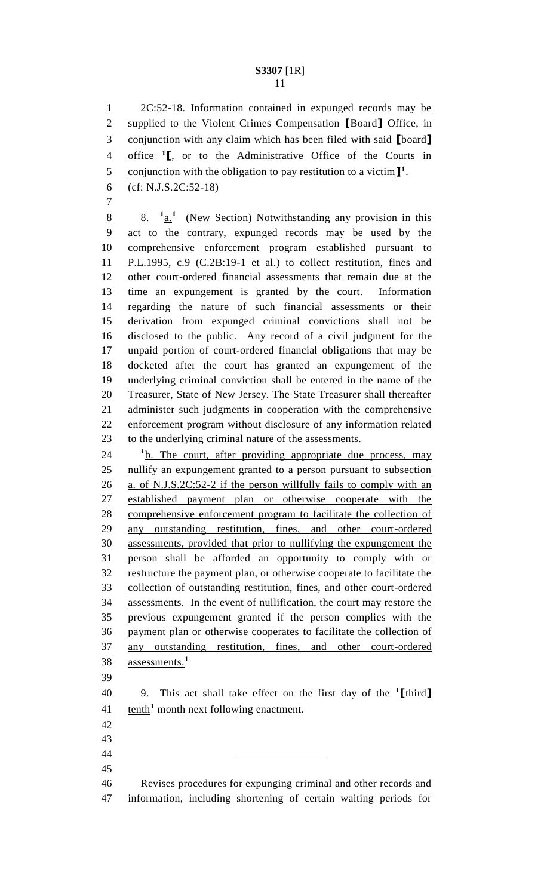2C:52-18. Information contained in expunged records may be supplied to the Violent Crimes Compensation [Board] Office, in conjunction with any claim which has been filed with said [board] office [1][, or to the Administrative Office of the Courts in conjunction with the obligation to pay restitution to a victim][1].

(cf: N.J.S.2C:52-18)

8. [1]a.[1] (New Section) Notwithstanding any provision in this act to the contrary, expunged records may be used by the comprehensive enforcement program established pursuant to P.L.1995, c.9 (C.2B:19-1 et al.) to collect restitution, fines and other court-ordered financial assessments that remain due at the time an expungement is granted by the court. Information regarding the nature of such financial assessments or their derivation from expunged criminal convictions shall not be disclosed to the public. Any record of a civil judgment for the unpaid portion of court-ordered financial obligations that may be docketed after the court has granted an expungement of the underlying criminal conviction shall be entered in the name of the Treasurer, State of New Jersey. The State Treasurer shall thereafter administer such judgments in cooperation with the comprehensive enforcement program without disclosure of any information related to the underlying criminal nature of the assessments.

[1]b. The court, after providing appropriate due process, may nullify an expungement granted to a person pursuant to subsection a. of N.J.S.2C:52-2 if the person willfully fails to comply with an established payment plan or otherwise cooperate with the comprehensive enforcement program to facilitate the collection of any outstanding restitution, fines, and other court-ordered assessments, provided that prior to nullifying the expungement the person shall be afforded an opportunity to comply with or restructure the payment plan, or otherwise cooperate to facilitate the collection of outstanding restitution, fines, and other court-ordered assessments. In the event of nullification, the court may restore the previous expungement granted if the person complies with the payment plan or otherwise cooperates to facilitate the collection of any outstanding restitution, fines, and other court-ordered assessments.[1]

9. This act shall take effect on the first day of the [1][third] tenth[1] month next following enactment.

---

Revises procedures for expunging criminal and other records and information, including shortening of certain waiting periods for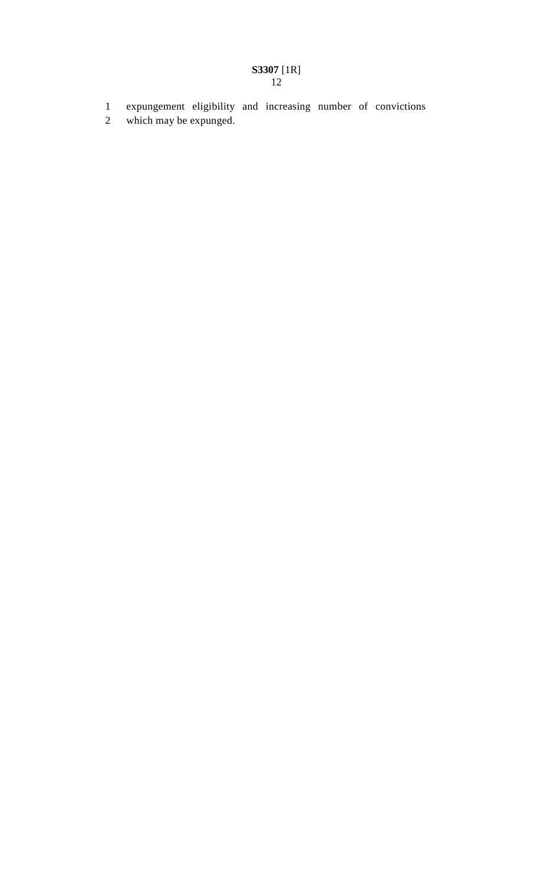expungement eligibility and increasing number of convictions which may be expunged.